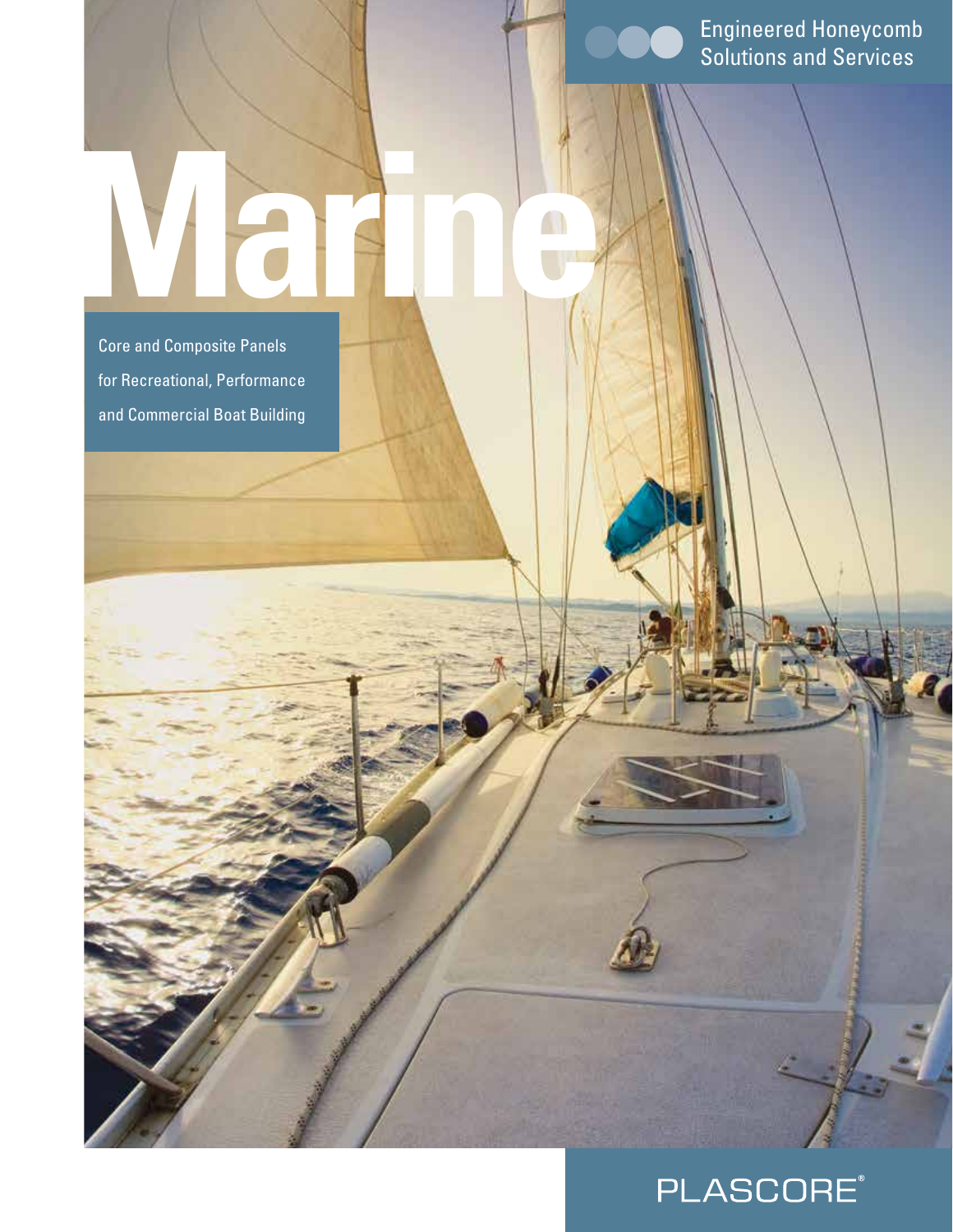Engineered Honeycomb Solutions and Services

# Marine

Core and Composite Panels for Recreational, Performance and Commercial Boat Building

PLASCORE®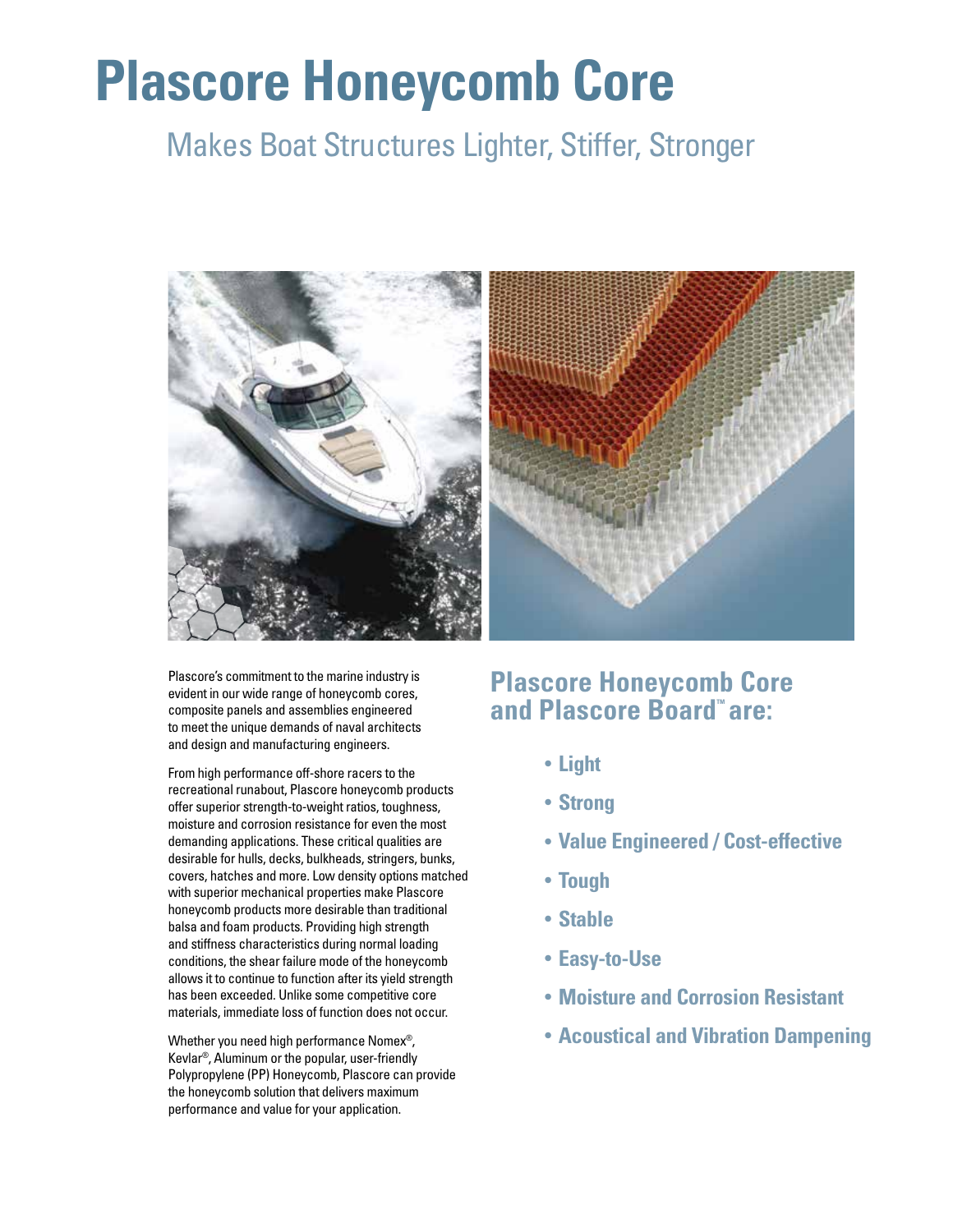# Plascore Honeycomb Core

## Makes Boat Structures Lighter, Stiffer, Stronger

Plascore's commitment to the marine industry is evident in our wide range of honeycomb cores, composite panels and assemblies engineered to meet the unique demands of naval architects and design and manufacturing engineers.

From high performance off-shore racers to the recreational runabout, Plascore honeycomb products offer superior strength-to-weight ratios, toughness, moisture and corrosion resistance for even the most demanding applications. These critical qualities are desirable for hulls, decks, bulkheads, stringers, bunks, covers, hatches and more. Low density options matched with superior mechanical properties make Plascore honeycomb products more desirable than traditional balsa and foam products. Providing high strength and stiffness characteristics during normal loading conditions, the shear failure mode of the honeycomb allows it to continue to function after its yield strength has been exceeded. Unlike some competitive core materials, immediate loss of function does not occur.

Whether you need high performance Nomex®, Kevlar®, Aluminum or the popular, user-friendly Polypropylene (PP) Honeycomb, Plascore can provide the honeycomb solution that delivers maximum performance and value for your application.

## Plascore Honeycomb Core and Plascore Board™ are:

- **Light**
- **Strong**
- **Value Engineered / Cost-effective**
- **Tough**
- **Stable**
- **Easy-to-Use**
- **Moisture and Corrosion Resistant**
- **Acoustical and Vibration Dampening**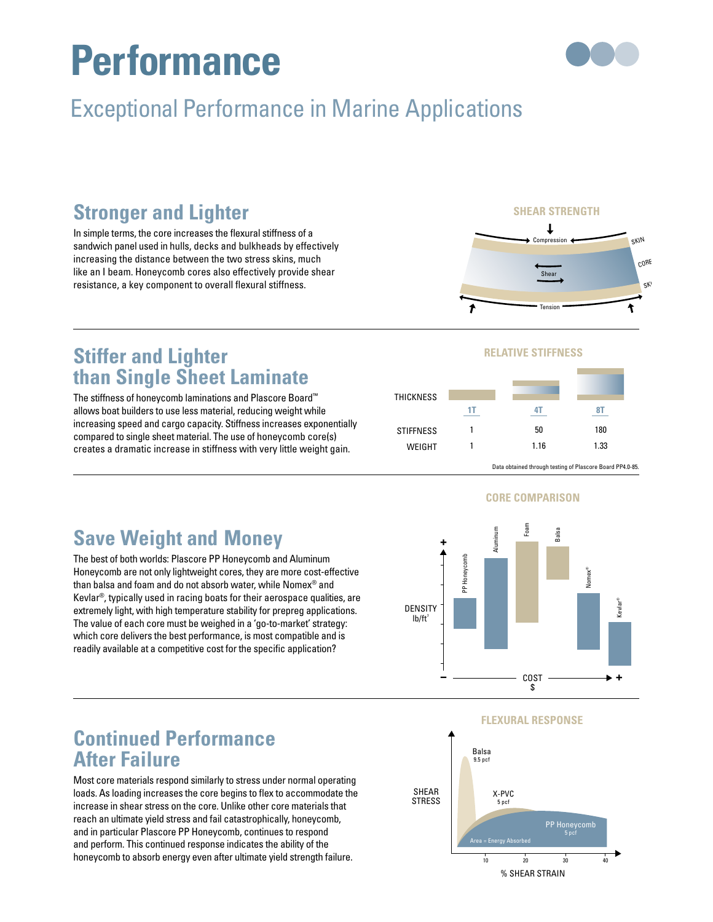# Performance

## Exceptional Performance in Marine Applications

### Stronger and Lighter

In simple terms, the core increases the flexural stiffness of a sandwich panel used in hulls, decks and bulkheads by effectively increasing the distance between the two stress skins, much like an I beam. Honeycomb cores also effectively provide shear resistance, a key component to overall flexural stiffness.

**SHEAR STRENGTH**

Compression
Shear
Tension
SKIN
CORE
SKIN

### Stiffer and Lighter than Single Sheet Laminate

The stiffness of honeycomb laminations and Plascore Board™ allows boat builders to use less material, reducing weight while increasing speed and cargo capacity. Stiffness increases exponentially compared to single sheet material. The use of honeycomb core(s) creates a dramatic increase in stiffness with very little weight gain.

**RELATIVE STIFFNESS**

| THICKNESS | 1T | 4T | 8T |
|---|---|---|---|
| STIFFNESS | 1 | 50 | 180 |
| WEIGHT | 1 | 1.16 | 1.33 |

Data obtained through testing of Plascore Board PP4.0-85.

### Save Weight and Money

The best of both worlds: Plascore PP Honeycomb and Aluminum Honeycomb are not only lightweight cores, they are more cost-effective than balsa and foam and do not absorb water, while Nomex® and Kevlar®, typically used in racing boats for their aerospace qualities, are extremely light, with high temperature stability for prepreg applications. The value of each core must be weighed in a 'go-to-market' strategy: which core delivers the best performance, is most compatible and is readily available at a competitive cost for the specific application?

**CORE COMPARISON**

DENSITY lb/ft³ vs. COST $ — PP Honeycomb, Aluminum, Foam, Balsa, Nomex®, Kevlar®

### Continued Performance After Failure

Most core materials respond similarly to stress under normal operating loads. As loading increases the core begins to flex to accommodate the increase in shear stress on the core. Unlike other core materials that reach an ultimate yield stress and fail catastrophically, honeycomb, and in particular Plascore PP Honeycomb, continues to respond and perform. This continued response indicates the ability of the honeycomb to absorb energy even after ultimate yield strength failure.

**FLEXURAL RESPONSE**

SHEAR STRESS vs. % SHEAR STRAIN — Balsa 9.5 pcf, X-PVC 5 pcf, PP Honeycomb 5 pcf; Area = Energy Absorbed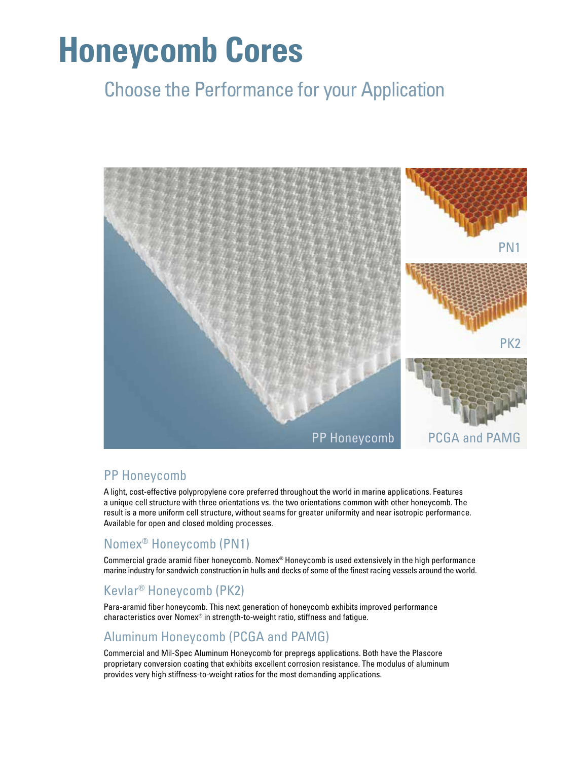# Honeycomb Cores

## Choose the Performance for your Application

PN1

PK2

PP Honeycomb

PCGA and PAMG

### PP Honeycomb

A light, cost-effective polypropylene core preferred throughout the world in marine applications. Features a unique cell structure with three orientations vs. the two orientations common with other honeycomb. The result is a more uniform cell structure, without seams for greater uniformity and near isotropic performance. Available for open and closed molding processes.

### Nomex® Honeycomb (PN1)

Commercial grade aramid fiber honeycomb. Nomex® Honeycomb is used extensively in the high performance marine industry for sandwich construction in hulls and decks of some of the finest racing vessels around the world.

### Kevlar® Honeycomb (PK2)

Para-aramid fiber honeycomb. This next generation of honeycomb exhibits improved performance characteristics over Nomex® in strength-to-weight ratio, stiffness and fatigue.

### Aluminum Honeycomb (PCGA and PAMG)

Commercial and Mil-Spec Aluminum Honeycomb for prepregs applications. Both have the Plascore proprietary conversion coating that exhibits excellent corrosion resistance. The modulus of aluminum provides very high stiffness-to-weight ratios for the most demanding applications.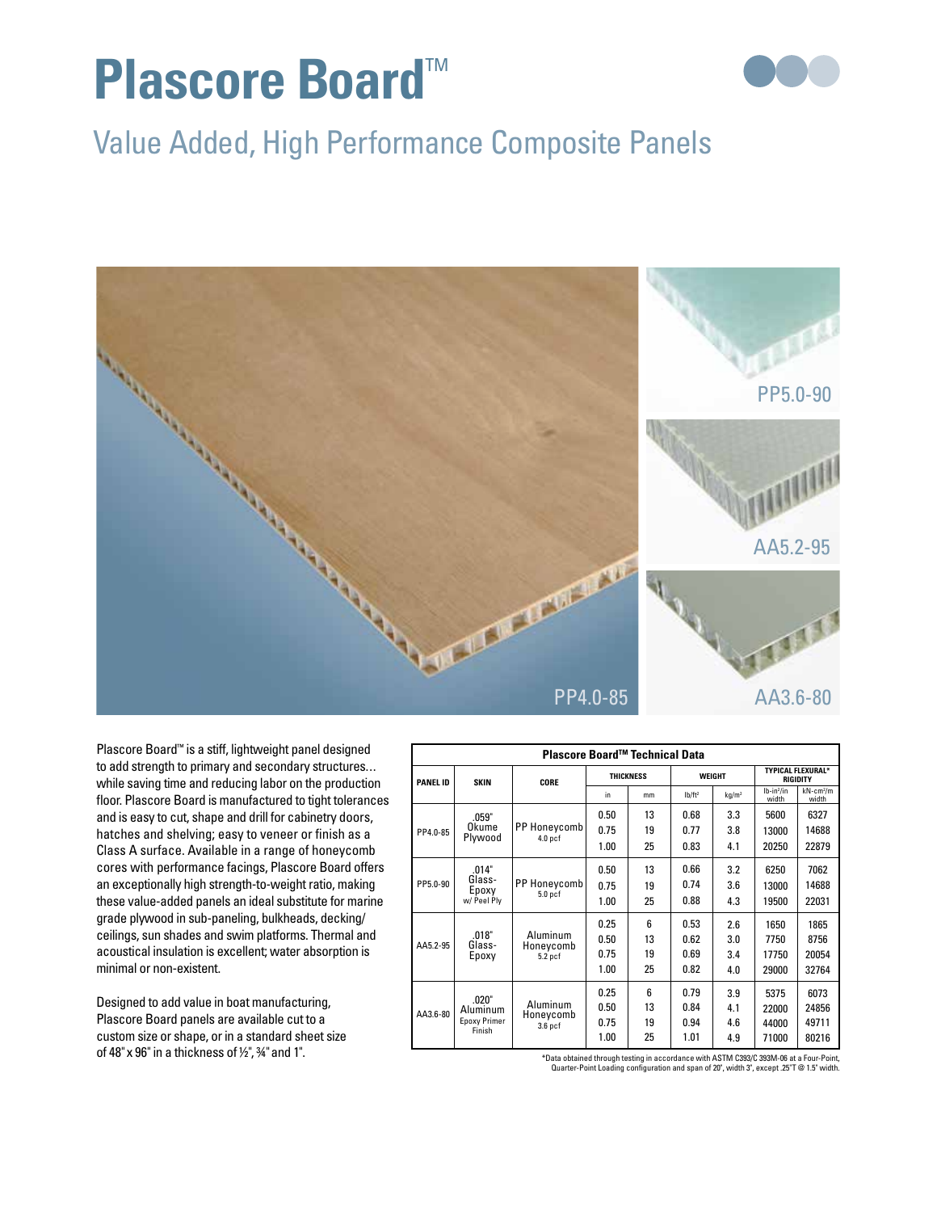# Plascore Board™

## Value Added, High Performance Composite Panels

PP5.0-90

AA5.2-95

PP4.0-85

AA3.6-80

Plascore Board™ is a stiff, lightweight panel designed to add strength to primary and secondary structures… while saving time and reducing labor on the production floor. Plascore Board is manufactured to tight tolerances and is easy to cut, shape and drill for cabinetry doors, hatches and shelving; easy to veneer or finish as a Class A surface. Available in a range of honeycomb cores with performance facings, Plascore Board offers an exceptionally high strength-to-weight ratio, making these value-added panels an ideal substitute for marine grade plywood in sub-paneling, bulkheads, decking/ceilings, sun shades and swim platforms. Thermal and acoustical insulation is excellent; water absorption is minimal or non-existent.

Designed to add value in boat manufacturing, Plascore Board panels are available cut to a custom size or shape, or in a standard sheet size of 48" x 96" in a thickness of ½", ¾" and 1".

**Plascore Board™ Technical Data**

| PANEL ID | SKIN | CORE | THICKNESS | | WEIGHT | | TYPICAL FLEXURAL* RIGIDITY | |
|---|---|---|---|---|---|---|---|---|
| | | | in | mm | lb/ft² | kg/m² | lb-in²/in width | kN-cm²/m width |
| PP4.0-85 | .059" Okume Plywood | PP Honeycomb 4.0 pcf | 0.50 | 13 | 0.68 | 3.3 | 5600 | 6327 |
| | | | 0.75 | 19 | 0.77 | 3.8 | 13000 | 14688 |
| | | | 1.00 | 25 | 0.83 | 4.1 | 20250 | 22879 |
| PP5.0-90 | .014" Glass-Epoxy w/ Peel Ply | PP Honeycomb 5.0 pcf | 0.50 | 13 | 0.66 | 3.2 | 6250 | 7062 |
| | | | 0.75 | 19 | 0.74 | 3.6 | 13000 | 14688 |
| | | | 1.00 | 25 | 0.88 | 4.3 | 19500 | 22031 |
| AA5.2-95 | .018" Glass-Epoxy | Aluminum Honeycomb 5.2 pcf | 0.25 | 6 | 0.53 | 2.6 | 1650 | 1865 |
| | | | 0.50 | 13 | 0.62 | 3.0 | 7750 | 8756 |
| | | | 0.75 | 19 | 0.69 | 3.4 | 17750 | 20054 |
| | | | 1.00 | 25 | 0.82 | 4.0 | 29000 | 32764 |
| AA3.6-80 | .020" Aluminum Epoxy Primer Finish | Aluminum Honeycomb 3.6 pcf | 0.25 | 6 | 0.79 | 3.9 | 5375 | 6073 |
| | | | 0.50 | 13 | 0.84 | 4.1 | 22000 | 24856 |
| | | | 0.75 | 19 | 0.94 | 4.6 | 44000 | 49711 |
| | | | 1.00 | 25 | 1.01 | 4.9 | 71000 | 80216 |

*Data obtained through testing in accordance with ASTM C393/C 393M-06 at a Four-Point, Quarter-Point Loading configuration and span of 20", width 3", except .25"T @ 1.5" width.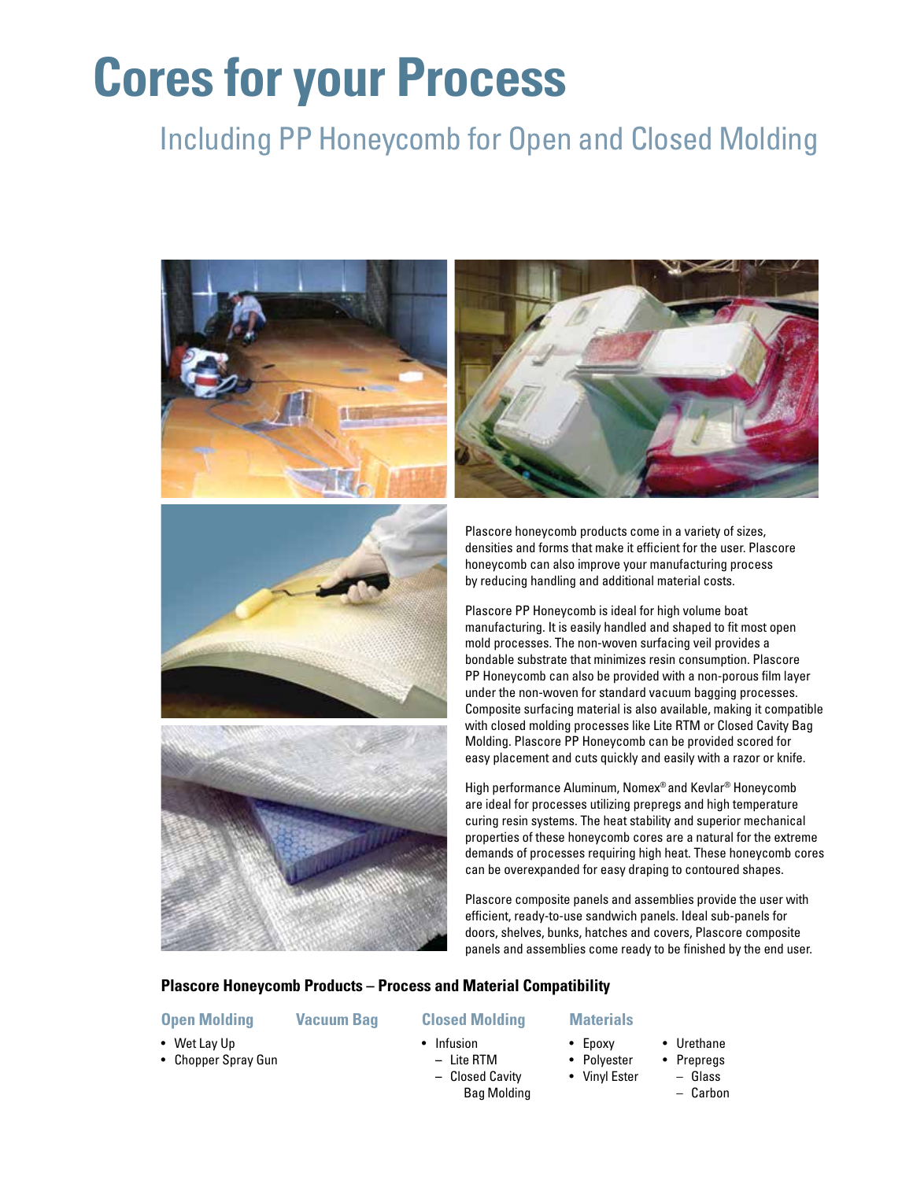# Cores for your Process

## Including PP Honeycomb for Open and Closed Molding

Plascore honeycomb products come in a variety of sizes, densities and forms that make it efficient for the user. Plascore honeycomb can also improve your manufacturing process by reducing handling and additional material costs.

Plascore PP Honeycomb is ideal for high volume boat manufacturing. It is easily handled and shaped to fit most open mold processes. The non-woven surfacing veil provides a bondable substrate that minimizes resin consumption. Plascore PP Honeycomb can also be provided with a non-porous film layer under the non-woven for standard vacuum bagging processes. Composite surfacing material is also available, making it compatible with closed molding processes like Lite RTM or Closed Cavity Bag Molding. Plascore PP Honeycomb can be provided scored for easy placement and cuts quickly and easily with a razor or knife.

High performance Aluminum, Nomex® and Kevlar® Honeycomb are ideal for processes utilizing prepregs and high temperature curing resin systems. The heat stability and superior mechanical properties of these honeycomb cores are a natural for the extreme demands of processes requiring high heat. These honeycomb cores can be overexpanded for easy draping to contoured shapes.

Plascore composite panels and assemblies provide the user with efficient, ready-to-use sandwich panels. Ideal sub-panels for doors, shelves, bunks, hatches and covers, Plascore composite panels and assemblies come ready to be finished by the end user.

**Plascore Honeycomb Products – Process and Material Compatibility**

### Open Molding

- Wet Lay Up
- Chopper Spray Gun

### Vacuum Bag

### Closed Molding

- Infusion
  - Lite RTM
  - Closed Cavity Bag Molding

### Materials

- Epoxy
- Polyester
- Vinyl Ester
- Urethane
- Prepregs
  - Glass
  - Carbon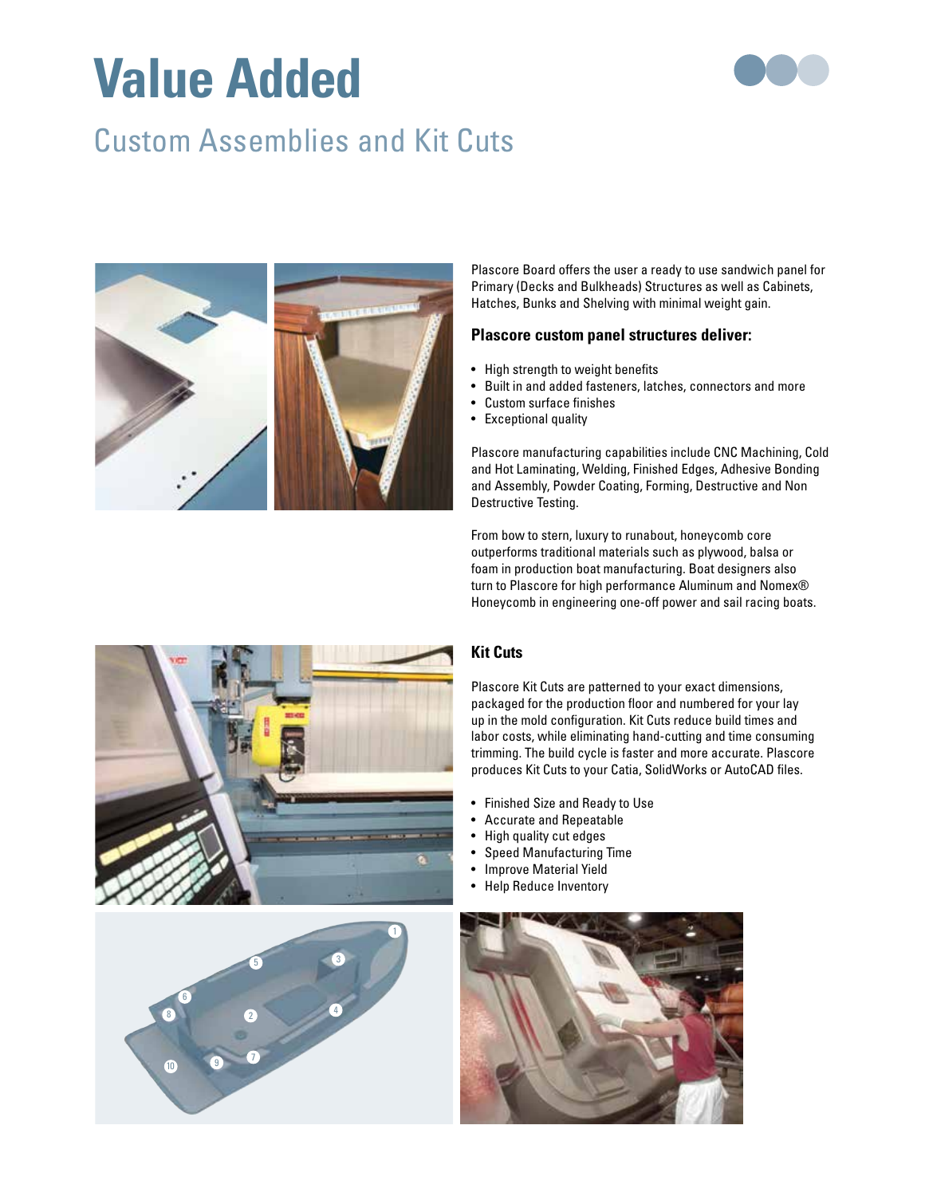# Value Added

## Custom Assemblies and Kit Cuts

Plascore Board offers the user a ready to use sandwich panel for Primary (Decks and Bulkheads) Structures as well as Cabinets, Hatches, Bunks and Shelving with minimal weight gain.

### Plascore custom panel structures deliver:

- High strength to weight benefits
- Built in and added fasteners, latches, connectors and more
- Custom surface finishes
- Exceptional quality

Plascore manufacturing capabilities include CNC Machining, Cold and Hot Laminating, Welding, Finished Edges, Adhesive Bonding and Assembly, Powder Coating, Forming, Destructive and Non Destructive Testing.

From bow to stern, luxury to runabout, honeycomb core outperforms traditional materials such as plywood, balsa or foam in production boat manufacturing. Boat designers also turn to Plascore for high performance Aluminum and Nomex® Honeycomb in engineering one-off power and sail racing boats.

### Kit Cuts

Plascore Kit Cuts are patterned to your exact dimensions, packaged for the production floor and numbered for your lay up in the mold configuration. Kit Cuts reduce build times and labor costs, while eliminating hand-cutting and time consuming trimming. The build cycle is faster and more accurate. Plascore produces Kit Cuts to your Catia, SolidWorks or AutoCAD files.

- Finished Size and Ready to Use
- Accurate and Repeatable
- High quality cut edges
- Speed Manufacturing Time
- Improve Material Yield
- Help Reduce Inventory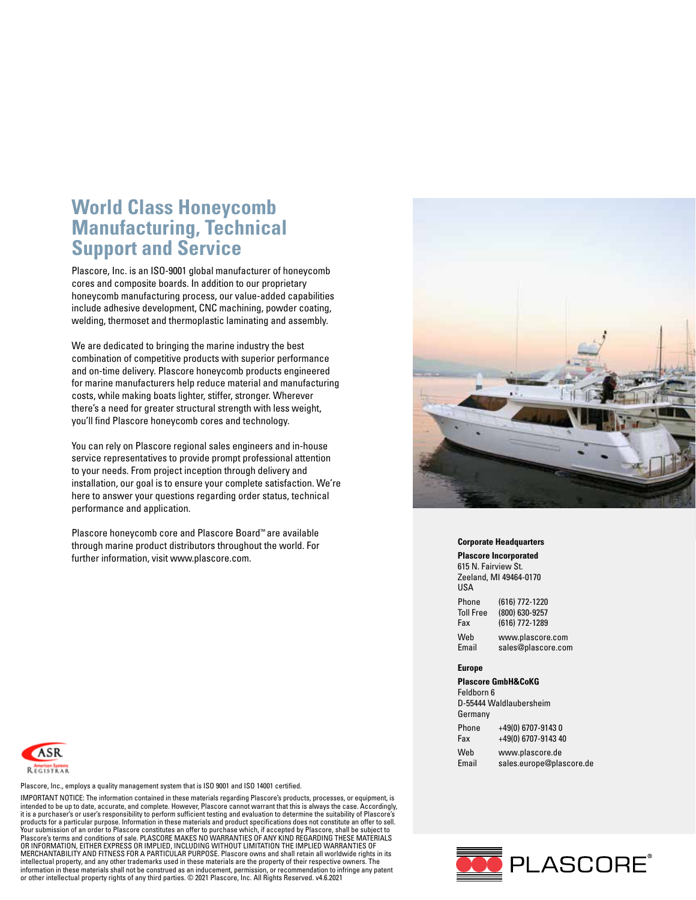## World Class Honeycomb Manufacturing, Technical Support and Service

Plascore, Inc. is an ISO-9001 global manufacturer of honeycomb cores and composite boards. In addition to our proprietary honeycomb manufacturing process, our value-added capabilities include adhesive development, CNC machining, powder coating, welding, thermoset and thermoplastic laminating and assembly.

We are dedicated to bringing the marine industry the best combination of competitive products with superior performance and on-time delivery. Plascore honeycomb products engineered for marine manufacturers help reduce material and manufacturing costs, while making boats lighter, stiffer, stronger. Wherever there's a need for greater structural strength with less weight, you'll find Plascore honeycomb cores and technology.

You can rely on Plascore regional sales engineers and in-house service representatives to provide prompt professional attention to your needs. From project inception through delivery and installation, our goal is to ensure your complete satisfaction. We're here to answer your questions regarding order status, technical performance and application.

Plascore honeycomb core and Plascore Board™ are available through marine product distributors throughout the world. For further information, visit www.plascore.com.

**Corporate Headquarters**

**Plascore Incorporated**
615 N. Fairview St.
Zeeland, MI 49464-0170
USA

Phone (616) 772-1220
Toll Free (800) 630-9257
Fax (616) 772-1289

Web www.plascore.com
Email sales@plascore.com

**Europe**

**Plascore GmbH&CoKG**
Feldborn 6
D-55444 Waldlaubersheim
Germany

Phone +49(0) 6707-9143 0
Fax +49(0) 6707-9143 40

Web www.plascore.de
Email sales.europe@plascore.de

Plascore, Inc., employs a quality management system that is ISO 9001 and ISO 14001 certified.

IMPORTANT NOTICE: The information contained in these materials regarding Plascore's products, processes, or equipment, is intended to be up to date, accurate, and complete. However, Plascore cannot warrant that this is always the case. Accordingly, it is a purchaser's or user's responsibility to perform sufficient testing and evaluation to determine the suitability of Plascore's products for a particular purpose. Information in these materials and product specifications does not constitute an offer to sell. Your submission of an order to Plascore constitutes an offer to purchase which, if accepted by Plascore, shall be subject to Plascore's terms and conditions of sale. PLASCORE MAKES NO WARRANTIES OF ANY KIND REGARDING THESE MATERIALS OR INFORMATION, EITHER EXPRESS OR IMPLIED, INCLUDING WITHOUT LIMITATION THE IMPLIED WARRANTIES OF MERCHANTABILITY AND FITNESS FOR A PARTICULAR PURPOSE. Plascore owns and shall retain all worldwide rights in its intellectual property, and any other trademarks used in these materials are the property of their respective owners. The information in these materials shall not be construed as an inducement, permission, or recommendation to infringe any patent or other intellectual property rights of any third parties. © 2021 Plascore, Inc. All Rights Reserved. v4.6.2021